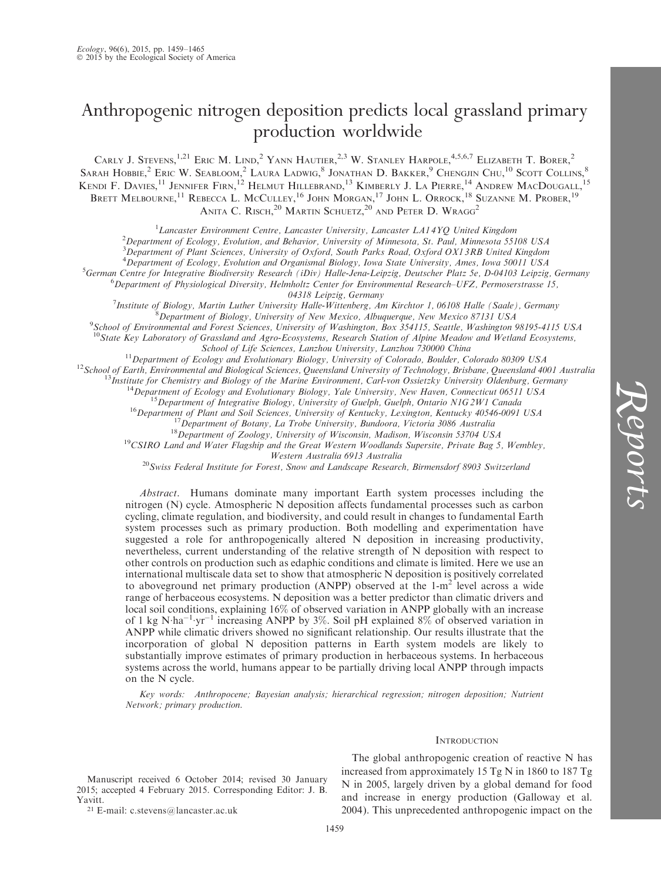# Anthropogenic nitrogen deposition predicts local grassland primary production worldwide

Carly J. Stevens,[1,21] Eric M. Lind,[2] Yann Hautier,[2,3] W. Stanley Harpole,[4,5,6,7] Elizabeth T. Borer,[2] Sarah Hobbie,[2] Eric W. Seabloom,[2] Laura Ladwig,[8] Jonathan D. Bakker,[9] Chengjin Chu,[10] Scott Collins,[8] Kendi F. Davies,[11] Jennifer Firn,[12] Helmut Hillebrand,[13] Kimberly J. La Pierre,[14] Andrew MacDougall,[15] Brett Melbourne,[11] Rebecca L. McCulley,[16] John Morgan,[17] John L. Orrock,[18] Suzanne M. Prober,[19] Anita C. Risch,[20] Martin Schuetz,[20] and Peter D. Wragg[2]

[1]Lancaster Environment Centre, Lancaster University, Lancaster LA14YQ United Kingdom
[2]Department of Ecology, Evolution, and Behavior, University of Minnesota, St. Paul, Minnesota 55108 USA
[3]Department of Plant Sciences, University of Oxford, South Parks Road, Oxford OX13RB United Kingdom
[4]Department of Ecology, Evolution and Organismal Biology, Iowa State University, Ames, Iowa 50011 USA
[5]German Centre for Integrative Biodiversity Research (iDiv) Halle-Jena-Leipzig, Deutscher Platz 5e, D-04103 Leipzig, Germany
[6]Department of Physiological Diversity, Helmholtz Center for Environmental Research–UFZ, Permoserstrasse 15, 04318 Leipzig, Germany
[7]Institute of Biology, Martin Luther University Halle-Wittenberg, Am Kirchtor 1, 06108 Halle (Saale), Germany
[8]Department of Biology, University of New Mexico, Albuquerque, New Mexico 87131 USA
[9]School of Environmental and Forest Sciences, University of Washington, Box 354115, Seattle, Washington 98195-4115 USA
[10]State Key Laboratory of Grassland and Agro-Ecosystems, Research Station of Alpine Meadow and Wetland Ecosystems, School of Life Sciences, Lanzhou University, Lanzhou 730000 China
[11]Department of Ecology and Evolutionary Biology, University of Colorado, Boulder, Colorado 80309 USA
[12]School of Earth, Environmental and Biological Sciences, Queensland University of Technology, Brisbane, Queensland 4001 Australia
[13]Institute for Chemistry and Biology of the Marine Environment, Carl-von Ossietzky University Oldenburg, Germany
[14]Department of Ecology and Evolutionary Biology, Yale University, New Haven, Connecticut 06511 USA
[15]Department of Integrative Biology, University of Guelph, Guelph, Ontario N1G 2W1 Canada
[16]Department of Plant and Soil Sciences, University of Kentucky, Lexington, Kentucky 40546-0091 USA
[17]Department of Botany, La Trobe University, Bundoora, Victoria 3086 Australia
[18]Department of Zoology, University of Wisconsin, Madison, Wisconsin 53704 USA
[19]CSIRO Land and Water Flagship and the Great Western Woodlands Supersite, Private Bag 5, Wembley, Western Australia 6913 Australia
[20]Swiss Federal Institute for Forest, Snow and Landscape Research, Birmensdorf 8903 Switzerland

*Abstract.* Humans dominate many important Earth system processes including the nitrogen (N) cycle. Atmospheric N deposition affects fundamental processes such as carbon cycling, climate regulation, and biodiversity, and could result in changes to fundamental Earth system processes such as primary production. Both modelling and experimentation have suggested a role for anthropogenically altered N deposition in increasing productivity, nevertheless, current understanding of the relative strength of N deposition with respect to other controls on production such as edaphic conditions and climate is limited. Here we use an international multiscale data set to show that atmospheric N deposition is positively correlated to aboveground net primary production (ANPP) observed at the 1-$m^2$ level across a wide range of herbaceous ecosystems. N deposition was a better predictor than climatic drivers and local soil conditions, explaining 16% of observed variation in ANPP globally with an increase of 1 kg $N \cdot ha^{-1} \cdot yr^{-1}$ increasing ANPP by 3%. Soil pH explained 8% of observed variation in ANPP while climatic drivers showed no significant relationship. Our results illustrate that the incorporation of global N deposition patterns in Earth system models are likely to substantially improve estimates of primary production in herbaceous systems. In herbaceous systems across the world, humans appear to be partially driving local ANPP through impacts on the N cycle.

*Key words:* Anthropocene; Bayesian analysis; hierarchical regression; nitrogen deposition; Nutrient Network; primary production.

## Introduction

The global anthropogenic creation of reactive N has increased from approximately 15 Tg N in 1860 to 187 Tg N in 2005, largely driven by a global demand for food and increase in energy production (Galloway et al. 2004). This unprecedented anthropogenic impact on the

Manuscript received 6 October 2014; revised 30 January 2015; accepted 4 February 2015. Corresponding Editor: J. B. Yavitt.

[21] E-mail: c.stevens@lancaster.ac.uk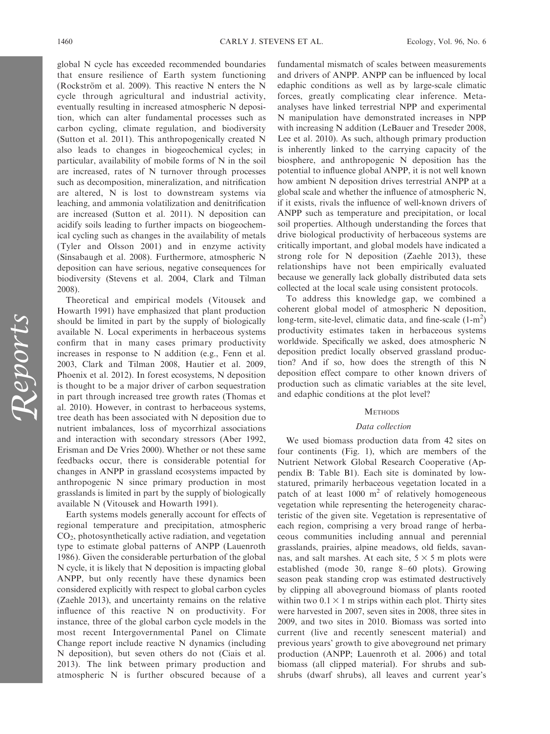global N cycle has exceeded recommended boundaries that ensure resilience of Earth system functioning (Rockström et al. 2009). This reactive N enters the N cycle through agricultural and industrial activity, eventually resulting in increased atmospheric N deposition, which can alter fundamental processes such as carbon cycling, climate regulation, and biodiversity (Sutton et al. 2011). This anthropogenically created N also leads to changes in biogeochemical cycles; in particular, availability of mobile forms of N in the soil are increased, rates of N turnover through processes such as decomposition, mineralization, and nitrification are altered, N is lost to downstream systems via leaching, and ammonia volatilization and denitrification are increased (Sutton et al. 2011). N deposition can acidify soils leading to further impacts on biogeochemical cycling such as changes in the availability of metals (Tyler and Olsson 2001) and in enzyme activity (Sinsabaugh et al. 2008). Furthermore, atmospheric N deposition can have serious, negative consequences for biodiversity (Stevens et al. 2004, Clark and Tilman 2008).

Theoretical and empirical models (Vitousek and Howarth 1991) have emphasized that plant production should be limited in part by the supply of biologically available N. Local experiments in herbaceous systems confirm that in many cases primary productivity increases in response to N addition (e.g., Fenn et al. 2003, Clark and Tilman 2008, Hautier et al. 2009, Phoenix et al. 2012). In forest ecosystems, N deposition is thought to be a major driver of carbon sequestration in part through increased tree growth rates (Thomas et al. 2010). However, in contrast to herbaceous systems, tree death has been associated with N deposition due to nutrient imbalances, loss of mycorrhizal associations and interaction with secondary stressors (Aber 1992, Erisman and De Vries 2000). Whether or not these same feedbacks occur, there is considerable potential for changes in ANPP in grassland ecosystems impacted by anthropogenic N since primary production in most grasslands is limited in part by the supply of biologically available N (Vitousek and Howarth 1991).

Earth systems models generally account for effects of regional temperature and precipitation, atmospheric $CO_2$, photosynthetically active radiation, and vegetation type to estimate global patterns of ANPP (Lauenroth 1986). Given the considerable perturbation of the global N cycle, it is likely that N deposition is impacting global ANPP, but only recently have these dynamics been considered explicitly with respect to global carbon cycles (Zaehle 2013), and uncertainty remains on the relative influence of this reactive N on productivity. For instance, three of the global carbon cycle models in the most recent Intergovernmental Panel on Climate Change report include reactive N dynamics (including N deposition), but seven others do not (Ciais et al. 2013). The link between primary production and atmospheric N is further obscured because of a fundamental mismatch of scales between measurements and drivers of ANPP. ANPP can be influenced by local edaphic conditions as well as by large-scale climatic forces, greatly complicating clear inference. Meta-analyses have linked terrestrial NPP and experimental N manipulation have demonstrated increases in NPP with increasing N addition (LeBauer and Treseder 2008, Lee et al. 2010). As such, although primary production is inherently linked to the carrying capacity of the biosphere, and anthropogenic N deposition has the potential to influence global ANPP, it is not well known how ambient N deposition drives terrestrial ANPP at a global scale and whether the influence of atmospheric N, if it exists, rivals the influence of well-known drivers of ANPP such as temperature and precipitation, or local soil properties. Although understanding the forces that drive biological productivity of herbaceous systems are critically important, and global models have indicated a strong role for N deposition (Zaehle 2013), these relationships have not been empirically evaluated because we generally lack globally distributed data sets collected at the local scale using consistent protocols.

To address this knowledge gap, we combined a coherent global model of atmospheric N deposition, long-term, site-level, climatic data, and fine-scale ($1\text{-m}^2$) productivity estimates taken in herbaceous systems worldwide. Specifically we asked, does atmospheric N deposition predict locally observed grassland production? And if so, how does the strength of this N deposition effect compare to other known drivers of production such as climatic variables at the site level, and edaphic conditions at the plot level?

## Methods

### Data collection

We used biomass production data from 42 sites on four continents (Fig. 1), which are members of the Nutrient Network Global Research Cooperative (Appendix B: Table B1). Each site is dominated by low-statured, primarily herbaceous vegetation located in a patch of at least 1000 $m^2$ of relatively homogeneous vegetation while representing the heterogeneity characteristic of the given site. Vegetation is representative of each region, comprising a very broad range of herbaceous communities including annual and perennial grasslands, prairies, alpine meadows, old fields, savannas, and salt marshes. At each site, $5 \times 5$ m plots were established (mode 30, range 8–60 plots). Growing season peak standing crop was estimated destructively by clipping all aboveground biomass of plants rooted within two $0.1 \times 1$ m strips within each plot. Thirty sites were harvested in 2007, seven sites in 2008, three sites in 2009, and two sites in 2010. Biomass was sorted into current (live and recently senescent material) and previous years' growth to give aboveground net primary production (ANPP; Lauenroth et al. 2006) and total biomass (all clipped material). For shrubs and subshrubs (dwarf shrubs), all leaves and current year's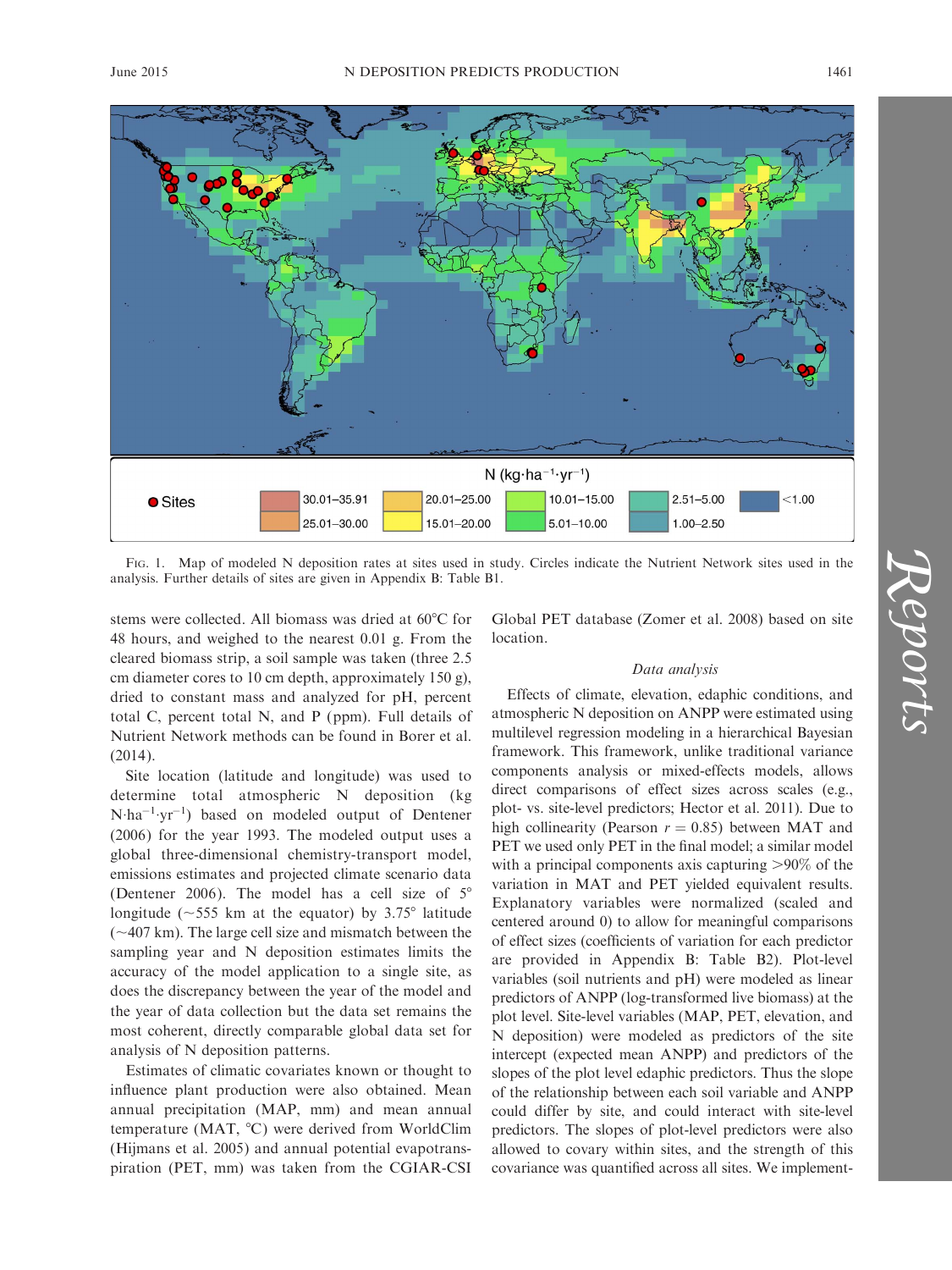FIG. 1. Map of modeled N deposition rates at sites used in study. Circles indicate the Nutrient Network sites used in the analysis. Further details of sites are given in Appendix B: Table B1.

stems were collected. All biomass was dried at 60°C for 48 hours, and weighed to the nearest 0.01 g. From the cleared biomass strip, a soil sample was taken (three 2.5 cm diameter cores to 10 cm depth, approximately 150 g), dried to constant mass and analyzed for pH, percent total C, percent total N, and P (ppm). Full details of Nutrient Network methods can be found in Borer et al. (2014).

Site location (latitude and longitude) was used to determine total atmospheric N deposition (kg $N \cdot ha^{-1} \cdot yr^{-1}$) based on modeled output of Dentener (2006) for the year 1993. The modeled output uses a global three-dimensional chemistry-transport model, emissions estimates and projected climate scenario data (Dentener 2006). The model has a cell size of 5° longitude (~555 km at the equator) by 3.75° latitude (~407 km). The large cell size and mismatch between the sampling year and N deposition estimates limits the accuracy of the model application to a single site, as does the discrepancy between the year of the model and the year of data collection but the data set remains the most coherent, directly comparable global data set for analysis of N deposition patterns.

Estimates of climatic covariates known or thought to influence plant production were also obtained. Mean annual precipitation (MAP, mm) and mean annual temperature (MAT, °C) were derived from WorldClim (Hijmans et al. 2005) and annual potential evapotranspiration (PET, mm) was taken from the CGIAR-CSI Global PET database (Zomer et al. 2008) based on site location.

### *Data analysis*

Effects of climate, elevation, edaphic conditions, and atmospheric N deposition on ANPP were estimated using multilevel regression modeling in a hierarchical Bayesian framework. This framework, unlike traditional variance components analysis or mixed-effects models, allows direct comparisons of effect sizes across scales (e.g., plot- vs. site-level predictors; Hector et al. 2011). Due to high collinearity (Pearson $r = 0.85$) between MAT and PET we used only PET in the final model; a similar model with a principal components axis capturing >90% of the variation in MAT and PET yielded equivalent results. Explanatory variables were normalized (scaled and centered around 0) to allow for meaningful comparisons of effect sizes (coefficients of variation for each predictor are provided in Appendix B: Table B2). Plot-level variables (soil nutrients and pH) were modeled as linear predictors of ANPP (log-transformed live biomass) at the plot level. Site-level variables (MAP, PET, elevation, and N deposition) were modeled as predictors of the site intercept (expected mean ANPP) and predictors of the slopes of the plot level edaphic predictors. Thus the slope of the relationship between each soil variable and ANPP could differ by site, and could interact with site-level predictors. The slopes of plot-level predictors were also allowed to covary within sites, and the strength of this covariance was quantified across all sites. We implement-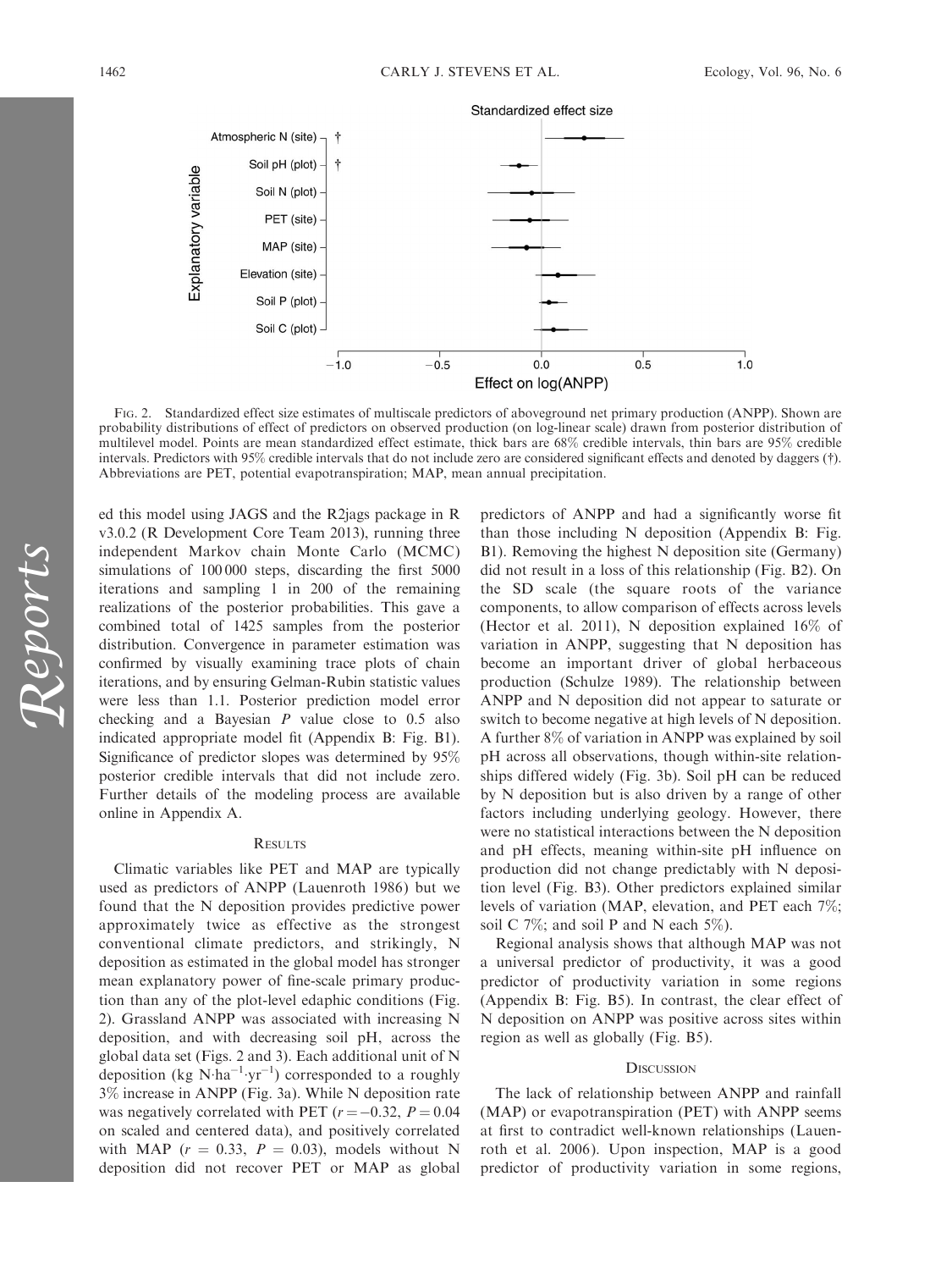Fig. 2. Standardized effect size estimates of multiscale predictors of aboveground net primary production (ANPP). Shown are probability distributions of effect of predictors on observed production (on log-linear scale) drawn from posterior distribution of multilevel model. Points are mean standardized effect estimate, thick bars are 68% credible intervals, thin bars are 95% credible intervals. Predictors with 95% credible intervals that do not include zero are considered significant effects and denoted by daggers (†). Abbreviations are PET, potential evapotranspiration; MAP, mean annual precipitation.

ed this model using JAGS and the R2jags package in R v3.0.2 (R Development Core Team 2013), running three independent Markov chain Monte Carlo (MCMC) simulations of 100 000 steps, discarding the first 5000 iterations and sampling 1 in 200 of the remaining realizations of the posterior probabilities. This gave a combined total of 1425 samples from the posterior distribution. Convergence in parameter estimation was confirmed by visually examining trace plots of chain iterations, and by ensuring Gelman-Rubin statistic values were less than 1.1. Posterior prediction model error checking and a Bayesian $P$ value close to 0.5 also indicated appropriate model fit (Appendix B: Fig. B1). Significance of predictor slopes was determined by 95% posterior credible intervals that did not include zero. Further details of the modeling process are available online in Appendix A.

## Results

Climatic variables like PET and MAP are typically used as predictors of ANPP (Lauenroth 1986) but we found that the N deposition provides predictive power approximately twice as effective as the strongest conventional climate predictors, and strikingly, N deposition as estimated in the global model has stronger mean explanatory power of fine-scale primary production than any of the plot-level edaphic conditions (Fig. 2). Grassland ANPP was associated with increasing N deposition, and with decreasing soil pH, across the global data set (Figs. 2 and 3). Each additional unit of N deposition (kg N$\cdot$ha$^{-1}\cdot$yr$^{-1}$) corresponded to a roughly 3% increase in ANPP (Fig. 3a). While N deposition rate was negatively correlated with PET ($r = -0.32$, $P = 0.04$ on scaled and centered data), and positively correlated with MAP ($r = 0.33$, $P = 0.03$), models without N deposition did not recover PET or MAP as global predictors of ANPP and had a significantly worse fit than those including N deposition (Appendix B: Fig. B1). Removing the highest N deposition site (Germany) did not result in a loss of this relationship (Fig. B2). On the SD scale (the square roots of the variance components, to allow comparison of effects across levels (Hector et al. 2011), N deposition explained 16% of variation in ANPP, suggesting that N deposition has become an important driver of global herbaceous production (Schulze 1989). The relationship between ANPP and N deposition did not appear to saturate or switch to become negative at high levels of N deposition. A further 8% of variation in ANPP was explained by soil pH across all observations, though within-site relationships differed widely (Fig. 3b). Soil pH can be reduced by N deposition but is also driven by a range of other factors including underlying geology. However, there were no statistical interactions between the N deposition and pH effects, meaning within-site pH influence on production did not change predictably with N deposition level (Fig. B3). Other predictors explained similar levels of variation (MAP, elevation, and PET each 7%; soil C 7%; and soil P and N each 5%).

Regional analysis shows that although MAP was not a universal predictor of productivity, it was a good predictor of productivity variation in some regions (Appendix B: Fig. B5). In contrast, the clear effect of N deposition on ANPP was positive across sites within region as well as globally (Fig. B5).

## Discussion

The lack of relationship between ANPP and rainfall (MAP) or evapotranspiration (PET) with ANPP seems at first to contradict well-known relationships (Lauenroth et al. 2006). Upon inspection, MAP is a good predictor of productivity variation in some regions,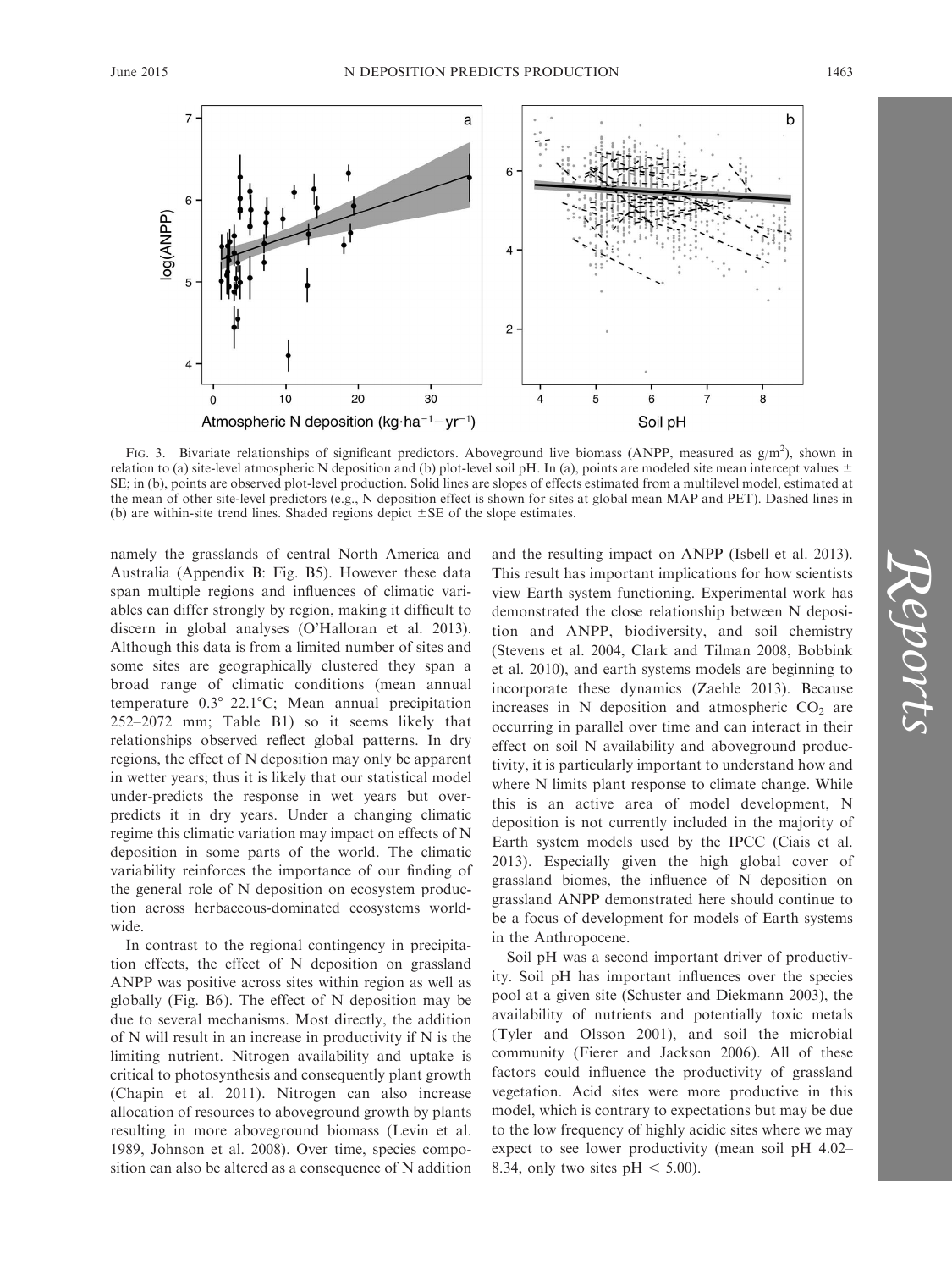FIG. 3. Bivariate relationships of significant predictors. Aboveground live biomass (ANPP, measured as g/m$^2$), shown in relation to (a) site-level atmospheric N deposition and (b) plot-level soil pH. In (a), points are modeled site mean intercept values ± SE; in (b), points are observed plot-level production. Solid lines are slopes of effects estimated from a multilevel model, estimated at the mean of other site-level predictors (e.g., N deposition effect is shown for sites at global mean MAP and PET). Dashed lines in (b) are within-site trend lines. Shaded regions depict ±SE of the slope estimates.

namely the grasslands of central North America and Australia (Appendix B: Fig. B5). However these data span multiple regions and influences of climatic variables can differ strongly by region, making it difficult to discern in global analyses (O'Halloran et al. 2013). Although this data is from a limited number of sites and some sites are geographically clustered they span a broad range of climatic conditions (mean annual temperature 0.3°–22.1°C; Mean annual precipitation 252–2072 mm; Table B1) so it seems likely that relationships observed reflect global patterns. In dry regions, the effect of N deposition may only be apparent in wetter years; thus it is likely that our statistical model under-predicts the response in wet years but over-predicts it in dry years. Under a changing climatic regime this climatic variation may impact on effects of N deposition in some parts of the world. The climatic variability reinforces the importance of our finding of the general role of N deposition on ecosystem production across herbaceous-dominated ecosystems worldwide.

In contrast to the regional contingency in precipitation effects, the effect of N deposition on grassland ANPP was positive across sites within region as well as globally (Fig. B6). The effect of N deposition may be due to several mechanisms. Most directly, the addition of N will result in an increase in productivity if N is the limiting nutrient. Nitrogen availability and uptake is critical to photosynthesis and consequently plant growth (Chapin et al. 2011). Nitrogen can also increase allocation of resources to aboveground growth by plants resulting in more aboveground biomass (Levin et al. 1989, Johnson et al. 2008). Over time, species composition can also be altered as a consequence of N addition and the resulting impact on ANPP (Isbell et al. 2013). This result has important implications for how scientists view Earth system functioning. Experimental work has demonstrated the close relationship between N deposition and ANPP, biodiversity, and soil chemistry (Stevens et al. 2004, Clark and Tilman 2008, Bobbink et al. 2010), and earth systems models are beginning to incorporate these dynamics (Zaehle 2013). Because increases in N deposition and atmospheric $CO_2$ are occurring in parallel over time and can interact in their effect on soil N availability and aboveground productivity, it is particularly important to understand how and where N limits plant response to climate change. While this is an active area of model development, N deposition is not currently included in the majority of Earth system models used by the IPCC (Ciais et al. 2013). Especially given the high global cover of grassland biomes, the influence of N deposition on grassland ANPP demonstrated here should continue to be a focus of development for models of Earth systems in the Anthropocene.

Soil pH was a second important driver of productivity. Soil pH has important influences over the species pool at a given site (Schuster and Diekmann 2003), the availability of nutrients and potentially toxic metals (Tyler and Olsson 2001), and soil the microbial community (Fierer and Jackson 2006). All of these factors could influence the productivity of grassland vegetation. Acid sites were more productive in this model, which is contrary to expectations but may be due to the low frequency of highly acidic sites where we may expect to see lower productivity (mean soil pH 4.02–8.34, only two sites pH < 5.00).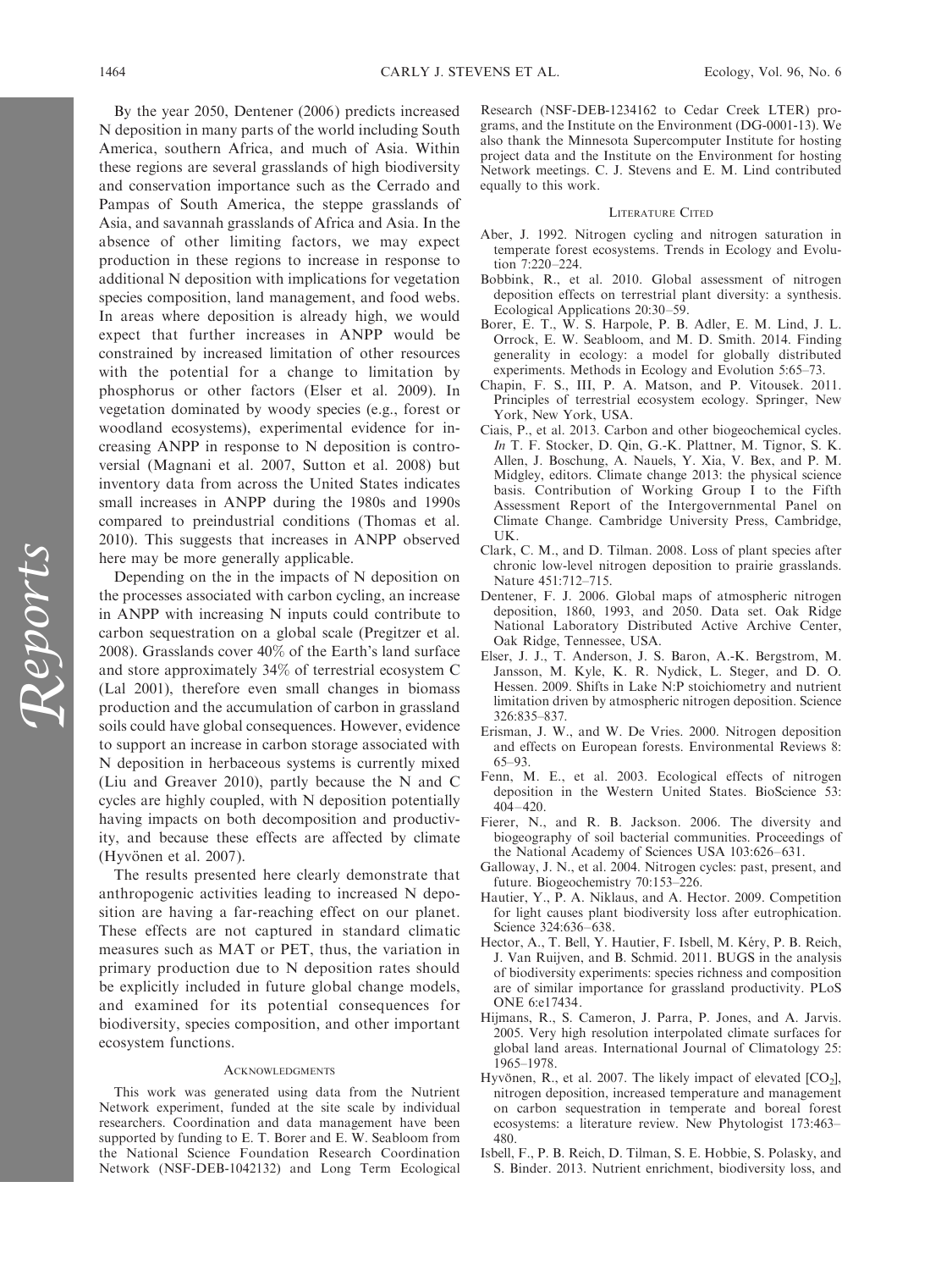By the year 2050, Dentener (2006) predicts increased N deposition in many parts of the world including South America, southern Africa, and much of Asia. Within these regions are several grasslands of high biodiversity and conservation importance such as the Cerrado and Pampas of South America, the steppe grasslands of Asia, and savannah grasslands of Africa and Asia. In the absence of other limiting factors, we may expect production in these regions to increase in response to additional N deposition with implications for vegetation species composition, land management, and food webs. In areas where deposition is already high, we would expect that further increases in ANPP would be constrained by increased limitation of other resources with the potential for a change to limitation by phosphorus or other factors (Elser et al. 2009). In vegetation dominated by woody species (e.g., forest or woodland ecosystems), experimental evidence for increasing ANPP in response to N deposition is controversial (Magnani et al. 2007, Sutton et al. 2008) but inventory data from across the United States indicates small increases in ANPP during the 1980s and 1990s compared to preindustrial conditions (Thomas et al. 2010). This suggests that increases in ANPP observed here may be more generally applicable.

Depending on the in the impacts of N deposition on the processes associated with carbon cycling, an increase in ANPP with increasing N inputs could contribute to carbon sequestration on a global scale (Pregitzer et al. 2008). Grasslands cover 40% of the Earth's land surface and store approximately 34% of terrestrial ecosystem C (Lal 2001), therefore even small changes in biomass production and the accumulation of carbon in grassland soils could have global consequences. However, evidence to support an increase in carbon storage associated with N deposition in herbaceous systems is currently mixed (Liu and Greaver 2010), partly because the N and C cycles are highly coupled, with N deposition potentially having impacts on both decomposition and productivity, and because these effects are affected by climate (Hyvönen et al. 2007).

The results presented here clearly demonstrate that anthropogenic activities leading to increased N deposition are having a far-reaching effect on our planet. These effects are not captured in standard climatic measures such as MAT or PET, thus, the variation in primary production due to N deposition rates should be explicitly included in future global change models, and examined for its potential consequences for biodiversity, species composition, and other important ecosystem functions.

## Acknowledgments

This work was generated using data from the Nutrient Network experiment, funded at the site scale by individual researchers. Coordination and data management have been supported by funding to E. T. Borer and E. W. Seabloom from the National Science Foundation Research Coordination Network (NSF-DEB-1042132) and Long Term Ecological Research (NSF-DEB-1234162 to Cedar Creek LTER) programs, and the Institute on the Environment (DG-0001-13). We also thank the Minnesota Supercomputer Institute for hosting project data and the Institute on the Environment for hosting Network meetings. C. J. Stevens and E. M. Lind contributed equally to this work.

## Literature Cited

Aber, J. 1992. Nitrogen cycling and nitrogen saturation in temperate forest ecosystems. Trends in Ecology and Evolution 7:220–224.

Bobbink, R., et al. 2010. Global assessment of nitrogen deposition effects on terrestrial plant diversity: a synthesis. Ecological Applications 20:30–59.

Borer, E. T., W. S. Harpole, P. B. Adler, E. M. Lind, J. L. Orrock, E. W. Seabloom, and M. D. Smith. 2014. Finding generality in ecology: a model for globally distributed experiments. Methods in Ecology and Evolution 5:65–73.

Chapin, F. S., III, P. A. Matson, and P. Vitousek. 2011. Principles of terrestrial ecosystem ecology. Springer, New York, New York, USA.

Ciais, P., et al. 2013. Carbon and other biogeochemical cycles. *In* T. F. Stocker, D. Qin, G.-K. Plattner, M. Tignor, S. K. Allen, J. Boschung, A. Nauels, Y. Xia, V. Bex, and P. M. Midgley, editors. Climate change 2013: the physical science basis. Contribution of Working Group I to the Fifth Assessment Report of the Intergovernmental Panel on Climate Change. Cambridge University Press, Cambridge, UK.

Clark, C. M., and D. Tilman. 2008. Loss of plant species after chronic low-level nitrogen deposition to prairie grasslands. Nature 451:712–715.

Dentener, F. J. 2006. Global maps of atmospheric nitrogen deposition, 1860, 1993, and 2050. Data set. Oak Ridge National Laboratory Distributed Active Archive Center, Oak Ridge, Tennessee, USA.

Elser, J. J., T. Anderson, J. S. Baron, A.-K. Bergstrom, M. Jansson, M. Kyle, K. R. Nydick, L. Steger, and D. O. Hessen. 2009. Shifts in Lake N:P stoichiometry and nutrient limitation driven by atmospheric nitrogen deposition. Science 326:835–837.

Erisman, J. W., and W. De Vries. 2000. Nitrogen deposition and effects on European forests. Environmental Reviews 8: 65–93.

Fenn, M. E., et al. 2003. Ecological effects of nitrogen deposition in the Western United States. BioScience 53: 404–420.

Fierer, N., and R. B. Jackson. 2006. The diversity and biogeography of soil bacterial communities. Proceedings of the National Academy of Sciences USA 103:626–631.

Galloway, J. N., et al. 2004. Nitrogen cycles: past, present, and future. Biogeochemistry 70:153–226.

Hautier, Y., P. A. Niklaus, and A. Hector. 2009. Competition for light causes plant biodiversity loss after eutrophication. Science 324:636–638.

Hector, A., T. Bell, Y. Hautier, F. Isbell, M. Kéry, P. B. Reich, J. Van Ruijven, and B. Schmid. 2011. BUGS in the analysis of biodiversity experiments: species richness and composition are of similar importance for grassland productivity. PLoS ONE 6:e17434.

Hijmans, R., S. Cameron, J. Parra, P. Jones, and A. Jarvis. 2005. Very high resolution interpolated climate surfaces for global land areas. International Journal of Climatology 25: 1965–1978.

Hyvönen, R., et al. 2007. The likely impact of elevated [$CO_2$], nitrogen deposition, increased temperature and management on carbon sequestration in temperate and boreal forest ecosystems: a literature review. New Phytologist 173:463–480.

Isbell, F., P. B. Reich, D. Tilman, S. E. Hobbie, S. Polasky, and S. Binder. 2013. Nutrient enrichment, biodiversity loss, and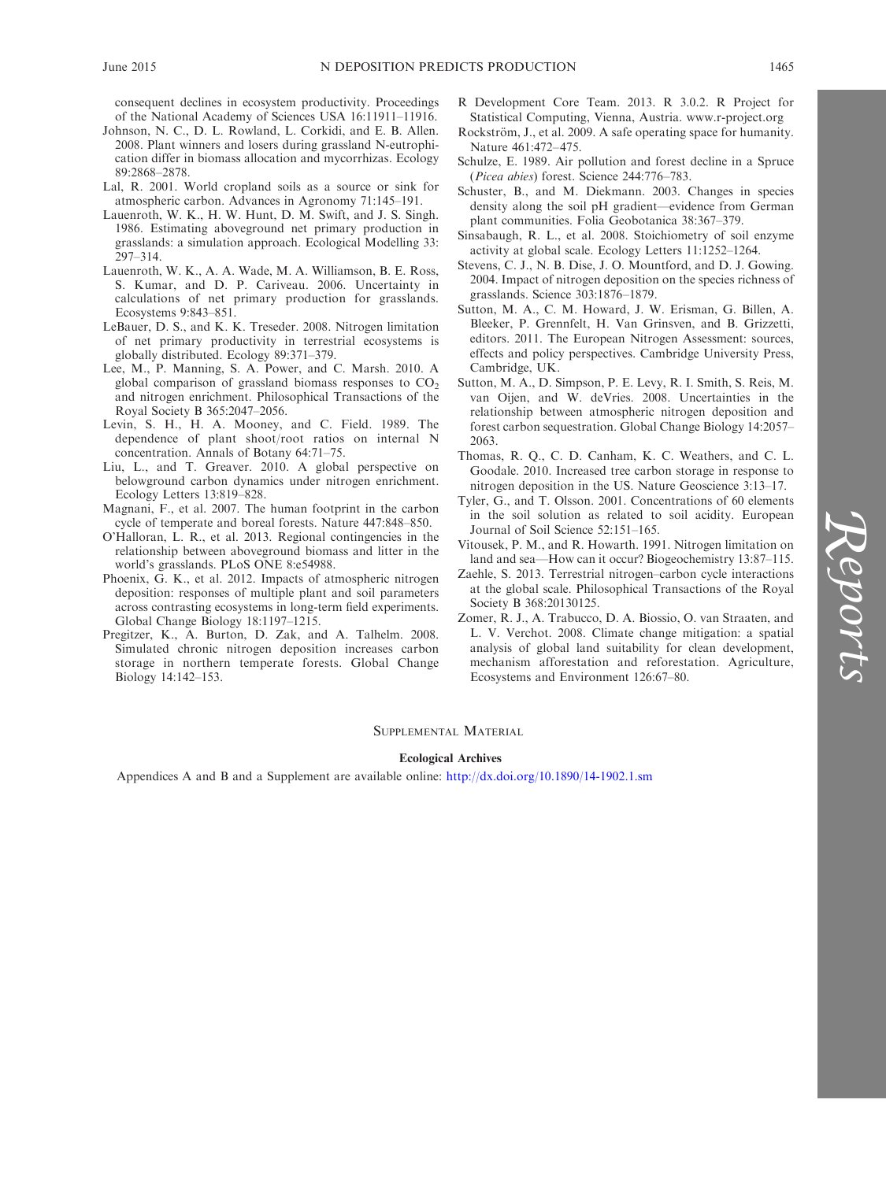consequent declines in ecosystem productivity. Proceedings of the National Academy of Sciences USA 16:11911–11916.

Johnson, N. C., D. L. Rowland, L. Corkidi, and E. B. Allen. 2008. Plant winners and losers during grassland N-eutrophication differ in biomass allocation and mycorrhizas. Ecology 89:2868–2878.

Lal, R. 2001. World cropland soils as a source or sink for atmospheric carbon. Advances in Agronomy 71:145–191.

Lauenroth, W. K., H. W. Hunt, D. M. Swift, and J. S. Singh. 1986. Estimating aboveground net primary production in grasslands: a simulation approach. Ecological Modelling 33: 297–314.

Lauenroth, W. K., A. A. Wade, M. A. Williamson, B. E. Ross, S. Kumar, and D. P. Cariveau. 2006. Uncertainty in calculations of net primary production for grasslands. Ecosystems 9:843–851.

LeBauer, D. S., and K. K. Treseder. 2008. Nitrogen limitation of net primary productivity in terrestrial ecosystems is globally distributed. Ecology 89:371–379.

Lee, M., P. Manning, S. A. Power, and C. Marsh. 2010. A global comparison of grassland biomass responses to $CO_2$ and nitrogen enrichment. Philosophical Transactions of the Royal Society B 365:2047–2056.

Levin, S. H., H. A. Mooney, and C. Field. 1989. The dependence of plant shoot/root ratios on internal N concentration. Annals of Botany 64:71–75.

Liu, L., and T. Greaver. 2010. A global perspective on belowground carbon dynamics under nitrogen enrichment. Ecology Letters 13:819–828.

Magnani, F., et al. 2007. The human footprint in the carbon cycle of temperate and boreal forests. Nature 447:848–850.

O'Halloran, L. R., et al. 2013. Regional contingencies in the relationship between aboveground biomass and litter in the world's grasslands. PLoS ONE 8:e54988.

Phoenix, G. K., et al. 2012. Impacts of atmospheric nitrogen deposition: responses of multiple plant and soil parameters across contrasting ecosystems in long-term field experiments. Global Change Biology 18:1197–1215.

Pregitzer, K., A. Burton, D. Zak, and A. Talhelm. 2008. Simulated chronic nitrogen deposition increases carbon storage in northern temperate forests. Global Change Biology 14:142–153.

R Development Core Team. 2013. R 3.0.2. R Project for Statistical Computing, Vienna, Austria. www.r-project.org

Rockström, J., et al. 2009. A safe operating space for humanity. Nature 461:472–475.

Schulze, E. 1989. Air pollution and forest decline in a Spruce (*Picea abies*) forest. Science 244:776–783.

Schuster, B., and M. Diekmann. 2003. Changes in species density along the soil pH gradient—evidence from German plant communities. Folia Geobotanica 38:367–379.

Sinsabaugh, R. L., et al. 2008. Stoichiometry of soil enzyme activity at global scale. Ecology Letters 11:1252–1264.

Stevens, C. J., N. B. Dise, J. O. Mountford, and D. J. Gowing. 2004. Impact of nitrogen deposition on the species richness of grasslands. Science 303:1876–1879.

Sutton, M. A., C. M. Howard, J. W. Erisman, G. Billen, A. Bleeker, P. Grennfelt, H. Van Grinsven, and B. Grizzetti, editors. 2011. The European Nitrogen Assessment: sources, effects and policy perspectives. Cambridge University Press, Cambridge, UK.

Sutton, M. A., D. Simpson, P. E. Levy, R. I. Smith, S. Reis, M. van Oijen, and W. deVries. 2008. Uncertainties in the relationship between atmospheric nitrogen deposition and forest carbon sequestration. Global Change Biology 14:2057–2063.

Thomas, R. Q., C. D. Canham, K. C. Weathers, and C. L. Goodale. 2010. Increased tree carbon storage in response to nitrogen deposition in the US. Nature Geoscience 3:13–17.

Tyler, G., and T. Olsson. 2001. Concentrations of 60 elements in the soil solution as related to soil acidity. European Journal of Soil Science 52:151–165.

Vitousek, P. M., and R. Howarth. 1991. Nitrogen limitation on land and sea—How can it occur? Biogeochemistry 13:87–115.

Zaehle, S. 2013. Terrestrial nitrogen–carbon cycle interactions at the global scale. Philosophical Transactions of the Royal Society B 368:20130125.

Zomer, R. J., A. Trabucco, D. A. Biossio, O. van Straaten, and L. V. Verchot. 2008. Climate change mitigation: a spatial analysis of global land suitability for clean development, mechanism afforestation and reforestation. Agriculture, Ecosystems and Environment 126:67–80.

## Supplemental Material

**Ecological Archives**

Appendices A and B and a Supplement are available online: http://dx.doi.org/10.1890/14-1902.1.sm